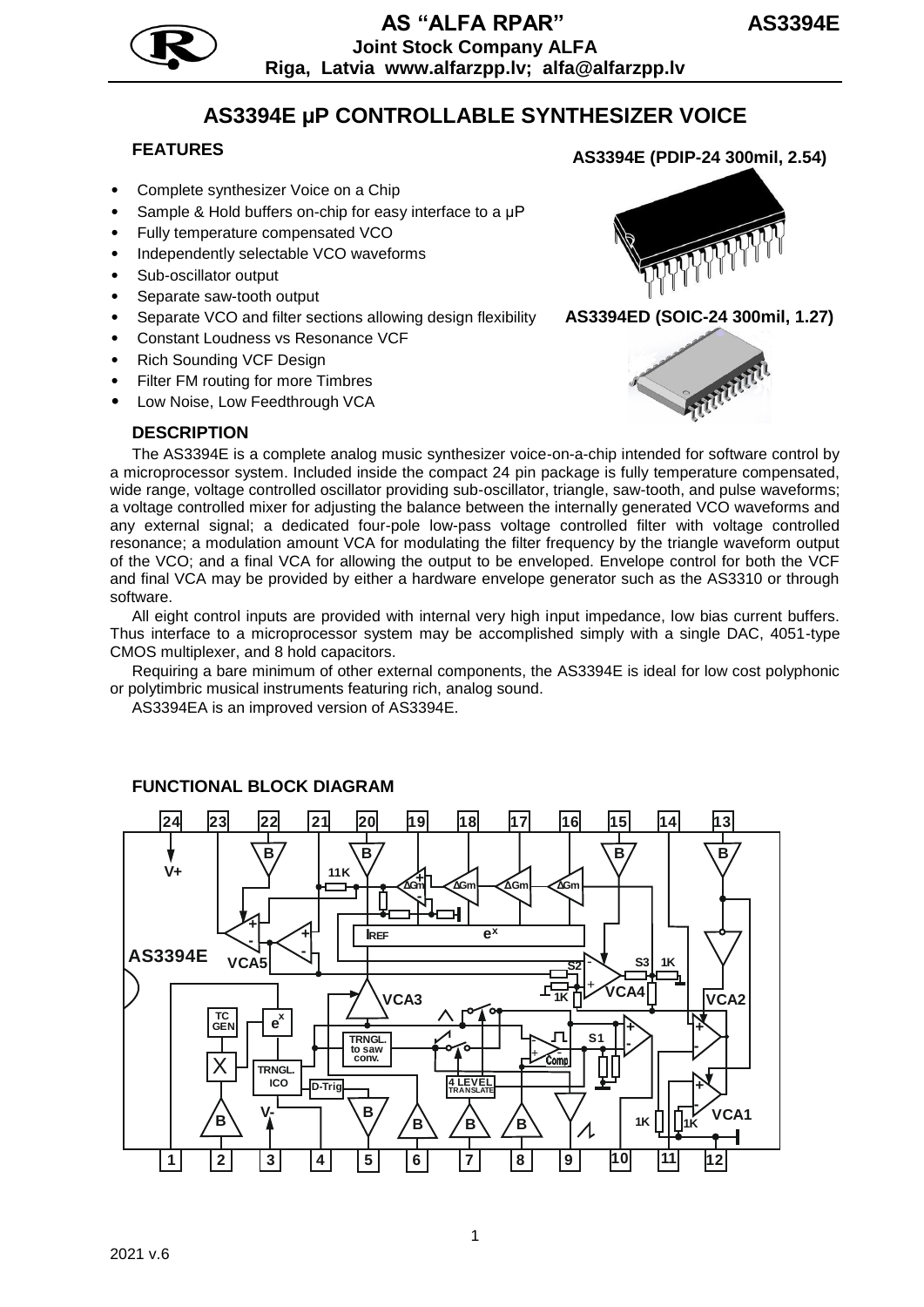AS "ALFA RPAR"
Joint Stock Company ALFA
Riga, Latvia www.alfarzpp.lv; alfa@alfarzpp.lv

# AS3394E µP CONTROLLABLE SYNTHESIZER VOICE

## FEATURES

- Complete synthesizer Voice on a Chip
- Sample & Hold buffers on-chip for easy interface to a µP
- Fully temperature compensated VCO
- Independently selectable VCO waveforms
- Sub-oscillator output
- Separate saw-tooth output
- Separate VCO and filter sections allowing design flexibility
- Constant Loudness vs Resonance VCF
- Rich Sounding VCF Design
- Filter FM routing for more Timbres
- Low Noise, Low Feedthrough VCA

**AS3394E (PDIP-24 300mil, 2.54)**

**AS3394ED (SOIC-24 300mil, 1.27)**

## DESCRIPTION

The AS3394E is a complete analog music synthesizer voice-on-a-chip intended for software control by a microprocessor system. Included inside the compact 24 pin package is fully temperature compensated, wide range, voltage controlled oscillator providing sub-oscillator, triangle, saw-tooth, and pulse waveforms; a voltage controlled mixer for adjusting the balance between the internally generated VCO waveforms and any external signal; a dedicated four-pole low-pass voltage controlled filter with voltage controlled resonance; a modulation amount VCA for modulating the filter frequency by the triangle waveform output of the VCO; and a final VCA for allowing the output to be enveloped. Envelope control for both the VCF and final VCA may be provided by either a hardware envelope generator such as the AS3310 or through software.

All eight control inputs are provided with internal very high input impedance, low bias current buffers. Thus interface to a microprocessor system may be accomplished simply with a single DAC, 4051-type CMOS multiplexer, and 8 hold capacitors.

Requiring a bare minimum of other external components, the AS3394E is ideal for low cost polyphonic or polytimbric musical instruments featuring rich, analog sound.

AS3394EA is an improved version of AS3394E.

## FUNCTIONAL BLOCK DIAGRAM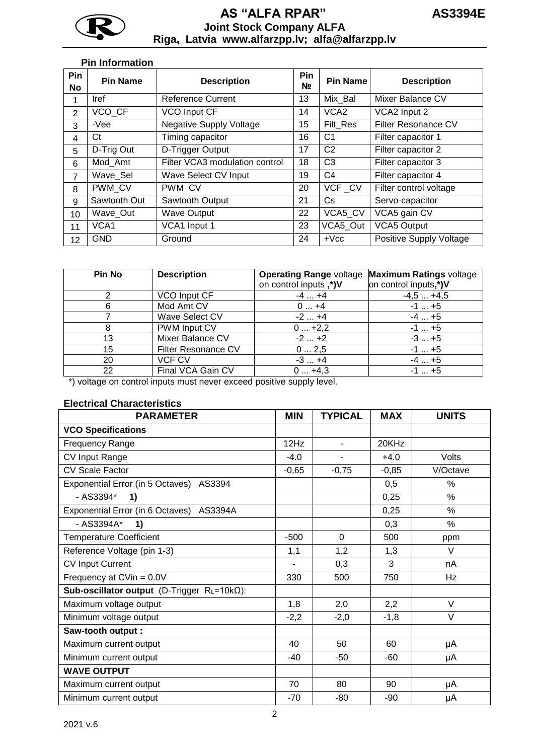## Pin Information

| Pin No | Pin Name | Description | Pin № | Pin Name | Description |
|---|---|---|---|---|---|
| 1 | Iref | Reference Current | 13 | Mix_Bal | Mixer Balance CV |
| 2 | VCO_CF | VCO Input CF | 14 | VCA2 | VCA2 Input 2 |
| 3 | -Vee | Negative Supply Voltage | 15 | Filt_Res | Filter Resonance CV |
| 4 | Ct | Timing capacitor | 16 | C1 | Filter capacitor 1 |
| 5 | D-Trig Out | D-Trigger Output | 17 | C2 | Filter capacitor 2 |
| 6 | Mod_Amt | Filter VCA3 modulation control | 18 | C3 | Filter capacitor 3 |
| 7 | Wave_Sel | Wave Select CV Input | 19 | C4 | Filter capacitor 4 |
| 8 | PWM_CV | PWM CV | 20 | VCF _CV | Filter control voltage |
| 9 | Sawtooth Out | Sawtooth Output | 21 | Cs | Servo-capacitor |
| 10 | Wave_Out | Wave Output | 22 | VCA5_CV | VCA5 gain CV |
| 11 | VCA1 | VCA1 Input 1 | 23 | VCA5_Out | VCA5 Output |
| 12 | GND | Ground | 24 | +Vcc | Positive Supply Voltage |

| Pin No | Description | **Operating Range** voltage on control inputs **,*)V** | **Maximum Ratings** voltage on control inputs**,*)V** |
|---|---|---|---|
| 2 | VCO Input CF | -4 ... +4 | -4,5 ... +4,5 |
| 6 | Mod Amt CV | 0 ... +4 | -1 ... +5 |
| 7 | Wave Select CV | -2 ... +4 | -4 ... +5 |
| 8 | PWM Input CV | 0 ... +2,2 | -1 ... +5 |
| 13 | Mixer Balance CV | -2 ... +2 | -3 ... +5 |
| 15 | Filter Resonance CV | 0 ... 2,5 | -1 ... +5 |
| 20 | VCF CV | -3 ... +4 | -4 ... +5 |
| 22 | Final VCA Gain CV | 0 ... +4,3 | -1 ... +5 |

*) voltage on control inputs must never exceed positive supply level.

## Electrical Characteristics

| PARAMETER | MIN | TYPICAL | MAX | UNITS |
|---|---|---|---|---|
| **VCO Specifications** | | | | |
| Frequency Range | 12Hz | - | 20KHz | |
| CV Input Range | -4.0 | - | +4.0 | Volts |
| CV Scale Factor | -0,65 | -0,75 | -0,85 | V/Octave |
| Exponential Error (in 5 Octaves) AS3394 | | | 0,5 | % |
| - AS3394* **1)** | | | 0,25 | % |
| Exponential Error (in 6 Octaves) AS3394A | | | 0,25 | % |
| - AS3394A* **1)** | | | 0,3 | % |
| Temperature Coefficient | -500 | 0 | 500 | ppm |
| Reference Voltage (pin 1-3) | 1,1 | 1,2 | 1,3 | V |
| CV Input Current | - | 0,3 | 3 | nA |
| Frequency at CVin = 0.0V | 330 | 500 | 750 | Hz |
| **Sub-oscillator output** (D-Trigger $R_L$=10kΩ): | | | | |
| Maximum voltage output | 1,8 | 2,0 | 2,2 | V |
| Minimum voltage output | -2,2 | -2,0 | -1,8 | V |
| **Saw-tooth output :** | | | | |
| Maximum current output | 40 | 50 | 60 | μA |
| Minimum current output | -40 | -50 | -60 | μA |
| **WAVE OUTPUT** | | | | |
| Maximum current output | 70 | 80 | 90 | μA |
| Minimum current output | -70 | -80 | -90 | μA |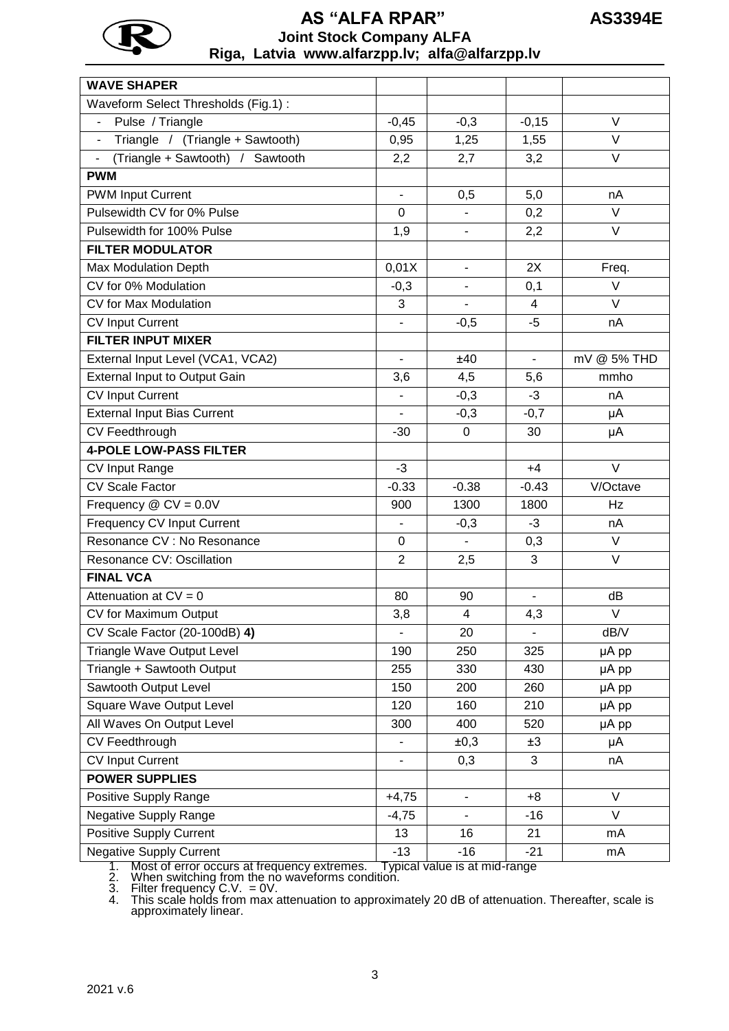| WAVE SHAPER | | | | |
|---|---|---|---|---|
| Waveform Select Thresholds (Fig.1) : | | | | |
| - Pulse / Triangle | -0,45 | -0,3 | -0,15 | V |
| - Triangle / (Triangle + Sawtooth) | 0,95 | 1,25 | 1,55 | V |
| - (Triangle + Sawtooth) / Sawtooth | 2,2 | 2,7 | 3,2 | V |
| **PWM** | | | | |
| PWM Input Current | - | 0,5 | 5,0 | nA |
| Pulsewidth CV for 0% Pulse | 0 | - | 0,2 | V |
| Pulsewidth for 100% Pulse | 1,9 | - | 2,2 | V |
| **FILTER MODULATOR** | | | | |
| Max Modulation Depth | 0,01X | - | 2X | Freq. |
| CV for 0% Modulation | -0,3 | - | 0,1 | V |
| CV for Max Modulation | 3 | - | 4 | V |
| CV Input Current | - | -0,5 | -5 | nA |
| **FILTER INPUT MIXER** | | | | |
| External Input Level (VCA1, VCA2) | - | ±40 | - | mV @ 5% THD |
| External Input to Output Gain | 3,6 | 4,5 | 5,6 | mmho |
| CV Input Current | - | -0,3 | -3 | nA |
| External Input Bias Current | - | -0,3 | -0,7 | μA |
| CV Feedthrough | -30 | 0 | 30 | μA |
| **4-POLE LOW-PASS FILTER** | | | | |
| CV Input Range | -3 | | +4 | V |
| CV Scale Factor | -0.33 | -0.38 | -0.43 | V/Octave |
| Frequency @ CV = 0.0V | 900 | 1300 | 1800 | Hz |
| Frequency CV Input Current | - | -0,3 | -3 | nA |
| Resonance CV : No Resonance | 0 | - | 0,3 | V |
| Resonance CV: Oscillation | 2 | 2,5 | 3 | V |
| **FINAL VCA** | | | | |
| Attenuation at CV = 0 | 80 | 90 | - | dB |
| CV for Maximum Output | 3,8 | 4 | 4,3 | V |
| CV Scale Factor (20-100dB) **4)** | - | 20 | - | dB/V |
| Triangle Wave Output Level | 190 | 250 | 325 | μA pp |
| Triangle + Sawtooth Output | 255 | 330 | 430 | μA pp |
| Sawtooth Output Level | 150 | 200 | 260 | μA pp |
| Square Wave Output Level | 120 | 160 | 210 | μA pp |
| All Waves On Output Level | 300 | 400 | 520 | μA pp |
| CV Feedthrough | - | ±0,3 | ±3 | μA |
| CV Input Current | - | 0,3 | 3 | nA |
| **POWER SUPPLIES** | | | | |
| Positive Supply Range | +4,75 | - | +8 | V |
| Negative Supply Range | -4,75 | - | -16 | V |
| Positive Supply Current | 13 | 16 | 21 | mA |
| Negative Supply Current | -13 | -16 | -21 | mA |

1. Most of error occurs at frequency extremes. Typical value is at mid-range
2. When switching from the no waveforms condition.
3. Filter frequency C.V. = 0V.
4. This scale holds from max attenuation to approximately 20 dB of attenuation. Thereafter, scale is approximately linear.

2021 v.6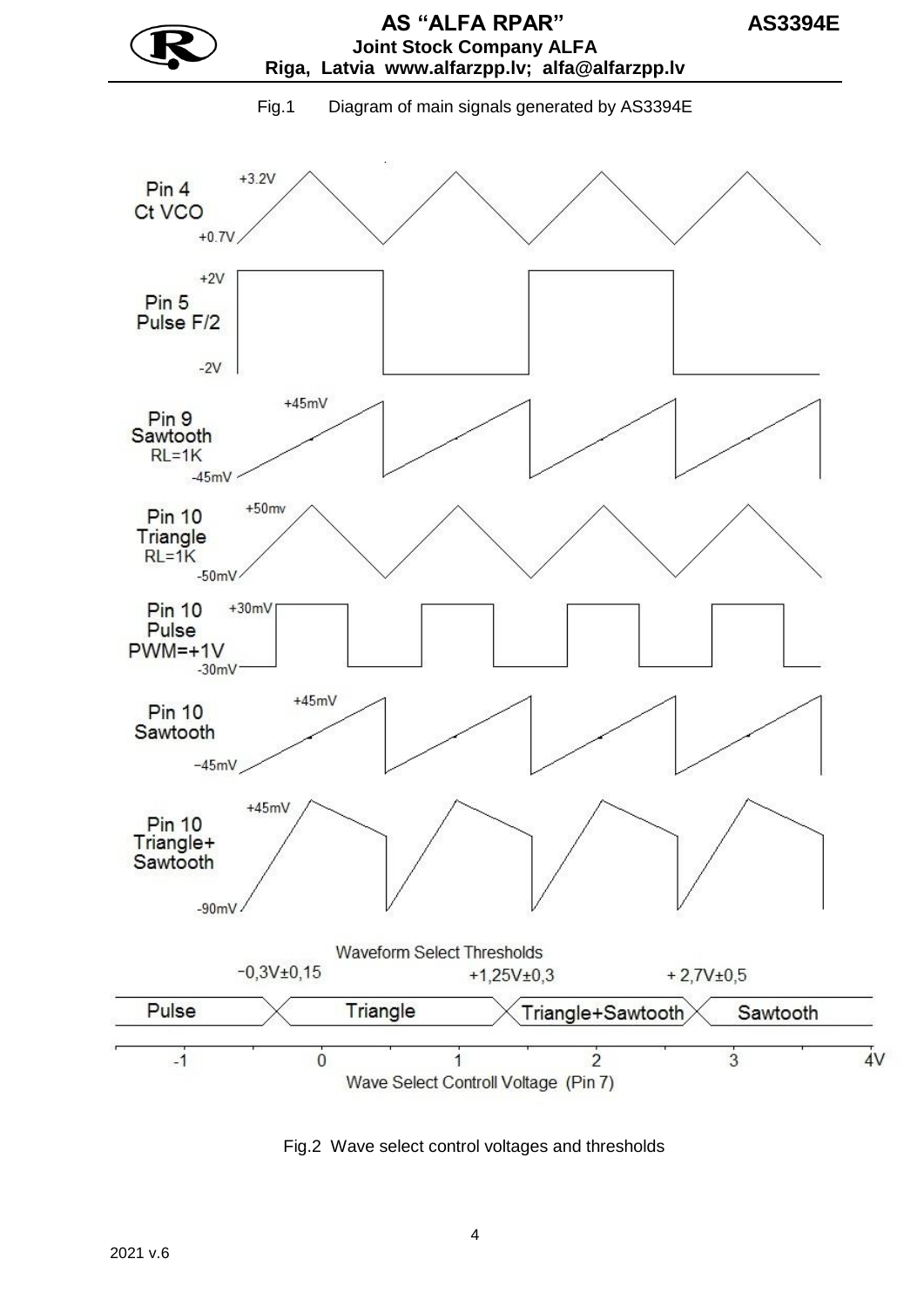Fig.1 Diagram of main signals generated by AS3394E

Pin 4 Ct VCO: +3.2V / +0.7V

Pin 5 Pulse F/2: +2V / -2V

Pin 9 Sawtooth RL=1K: +45mV / -45mV

Pin 10 Triangle RL=1K: +50mv / -50mV

Pin 10 Pulse PWM=+1V: +30mV / -30mV

Pin 10 Sawtooth: +45mV / -45mV

Pin 10 Triangle+ Sawtooth: +45mV / -90mV

Waveform Select Thresholds

-0,3V±0,15 +1,25V±0,3 + 2,7V±0,5

Pulse | Triangle | Triangle+Sawtooth | Sawtooth

-1 0 1 2 3 4V

Wave Select Controll Voltage (Pin 7)

Fig.2 Wave select control voltages and thresholds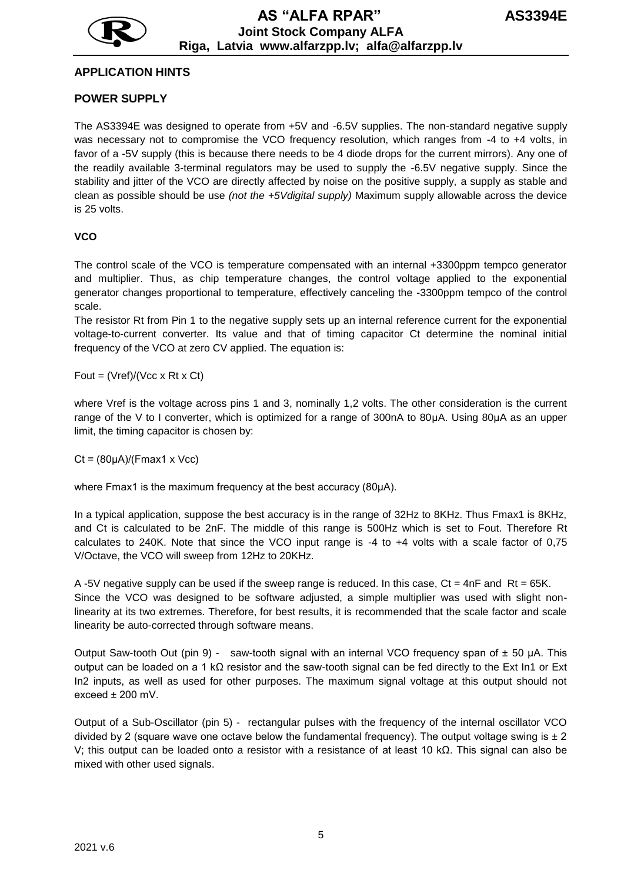## APPLICATION HINTS

### POWER SUPPLY

The AS3394E was designed to operate from +5V and -6.5V supplies. The non-standard negative supply was necessary not to compromise the VCO frequency resolution, which ranges from -4 to +4 volts, in favor of a -5V supply (this is because there needs to be 4 diode drops for the current mirrors). Any one of the readily available 3-terminal regulators may be used to supply the -6.5V negative supply. Since the stability and jitter of the VCO are directly affected by noise on the positive supply, a supply as stable and clean as possible should be use *(not the +5Vdigital supply)* Maximum supply allowable across the device is 25 volts.

### VCO

The control scale of the VCO is temperature compensated with an internal +3300ppm tempco generator and multiplier. Thus, as chip temperature changes, the control voltage applied to the exponential generator changes proportional to temperature, effectively canceling the -3300ppm tempco of the control scale.

The resistor Rt from Pin 1 to the negative supply sets up an internal reference current for the exponential voltage-to-current converter. Its value and that of timing capacitor Ct determine the nominal initial frequency of the VCO at zero CV applied. The equation is:

$$F_{out} = (V_{ref})/(V_{cc} \times R_t \times C_t)$$

where Vref is the voltage across pins 1 and 3, nominally 1,2 volts. The other consideration is the current range of the V to I converter, which is optimized for a range of 300nA to 80µA. Using 80µA as an upper limit, the timing capacitor is chosen by:

$$C_t = (80\mu A)/(F_{max1} \times V_{cc})$$

where Fmax1 is the maximum frequency at the best accuracy (80µA).

In a typical application, suppose the best accuracy is in the range of 32Hz to 8KHz. Thus Fmax1 is 8KHz, and Ct is calculated to be 2nF. The middle of this range is 500Hz which is set to Fout. Therefore Rt calculates to 240K. Note that since the VCO input range is -4 to +4 volts with a scale factor of 0,75 V/Octave, the VCO will sweep from 12Hz to 20KHz.

A -5V negative supply can be used if the sweep range is reduced. In this case, Ct = 4nF and Rt = 65K. Since the VCO was designed to be software adjusted, a simple multiplier was used with slight non-linearity at its two extremes. Therefore, for best results, it is recommended that the scale factor and scale linearity be auto-corrected through software means.

Output Saw-tooth Out (pin 9) - saw-tooth signal with an internal VCO frequency span of ± 50 µA. This output can be loaded on a 1 kΩ resistor and the saw-tooth signal can be fed directly to the Ext In1 or Ext In2 inputs, as well as used for other purposes. The maximum signal voltage at this output should not exceed ± 200 mV.

Output of a Sub-Oscillator (pin 5) - rectangular pulses with the frequency of the internal oscillator VCO divided by 2 (square wave one octave below the fundamental frequency). The output voltage swing is ± 2 V; this output can be loaded onto a resistor with a resistance of at least 10 kΩ. This signal can also be mixed with other used signals.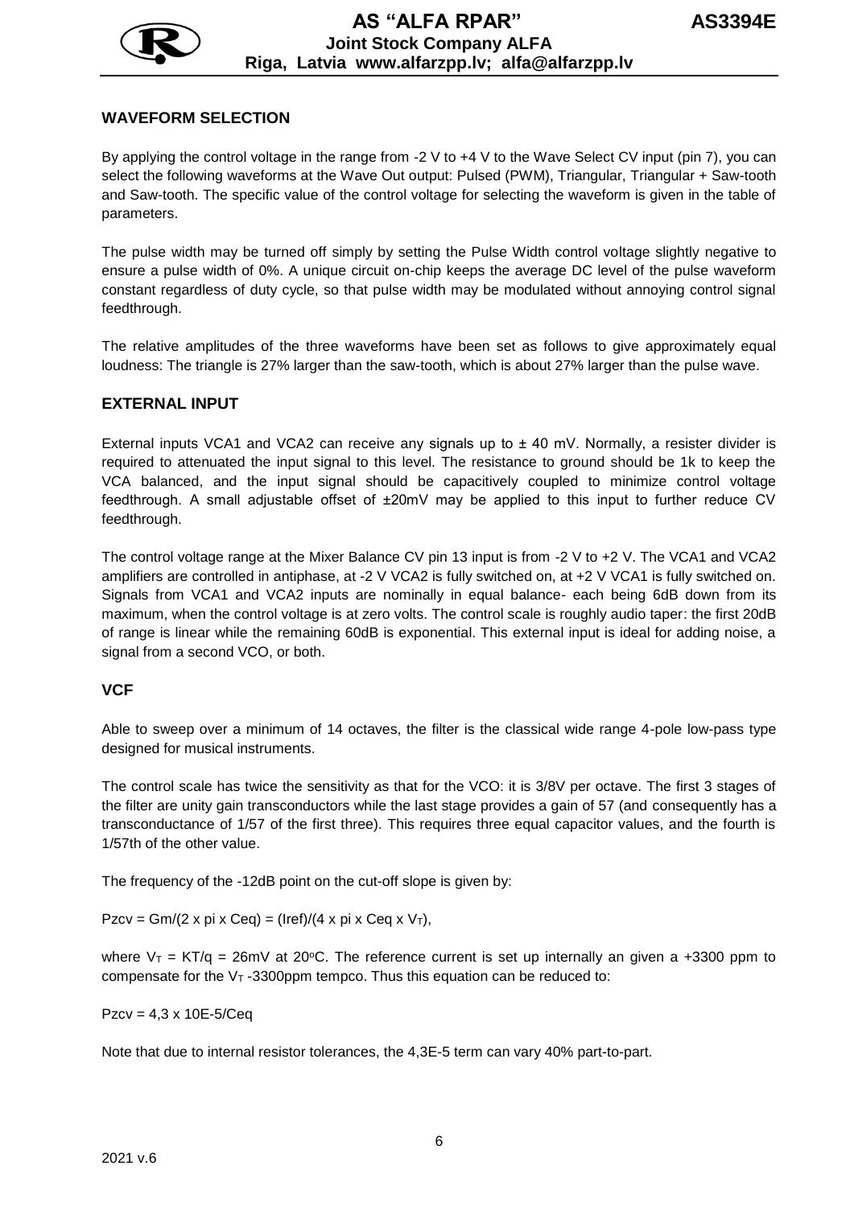## WAVEFORM SELECTION

By applying the control voltage in the range from -2 V to +4 V to the Wave Select CV input (pin 7), you can select the following waveforms at the Wave Out output: Pulsed (PWM), Triangular, Triangular + Saw-tooth and Saw-tooth. The specific value of the control voltage for selecting the waveform is given in the table of parameters.

The pulse width may be turned off simply by setting the Pulse Width control voltage slightly negative to ensure a pulse width of 0%. A unique circuit on-chip keeps the average DC level of the pulse waveform constant regardless of duty cycle, so that pulse width may be modulated without annoying control signal feedthrough.

The relative amplitudes of the three waveforms have been set as follows to give approximately equal loudness: The triangle is 27% larger than the saw-tooth, which is about 27% larger than the pulse wave.

## EXTERNAL INPUT

External inputs VCA1 and VCA2 can receive any signals up to ± 40 mV. Normally, a resister divider is required to attenuated the input signal to this level. The resistance to ground should be 1k to keep the VCA balanced, and the input signal should be capacitively coupled to minimize control voltage feedthrough. A small adjustable offset of ±20mV may be applied to this input to further reduce CV feedthrough.

The control voltage range at the Mixer Balance CV pin 13 input is from -2 V to +2 V. The VCA1 and VCA2 amplifiers are controlled in antiphase, at -2 V VCA2 is fully switched on, at +2 V VCA1 is fully switched on. Signals from VCA1 and VCA2 inputs are nominally in equal balance- each being 6dB down from its maximum, when the control voltage is at zero volts. The control scale is roughly audio taper: the first 20dB of range is linear while the remaining 60dB is exponential. This external input is ideal for adding noise, a signal from a second VCO, or both.

## VCF

Able to sweep over a minimum of 14 octaves, the filter is the classical wide range 4-pole low-pass type designed for musical instruments.

The control scale has twice the sensitivity as that for the VCO: it is 3/8V per octave. The first 3 stages of the filter are unity gain transconductors while the last stage provides a gain of 57 (and consequently has a transconductance of 1/57 of the first three). This requires three equal capacitor values, and the fourth is 1/57th of the other value.

The frequency of the -12dB point on the cut-off slope is given by:

$$Pzcv = Gm/(2 \times pi \times Ceq) = (Iref)/(4 \times pi \times Ceq \times V_T),$$

where $V_T = KT/q = 26mV$ at $20^oC$. The reference current is set up internally an given a +3300 ppm to compensate for the $V_T$ -3300ppm tempco. Thus this equation can be reduced to:

$$Pzcv = 4{,}3 \times 10E\text{-}5/Ceq$$

Note that due to internal resistor tolerances, the 4,3E-5 term can vary 40% part-to-part.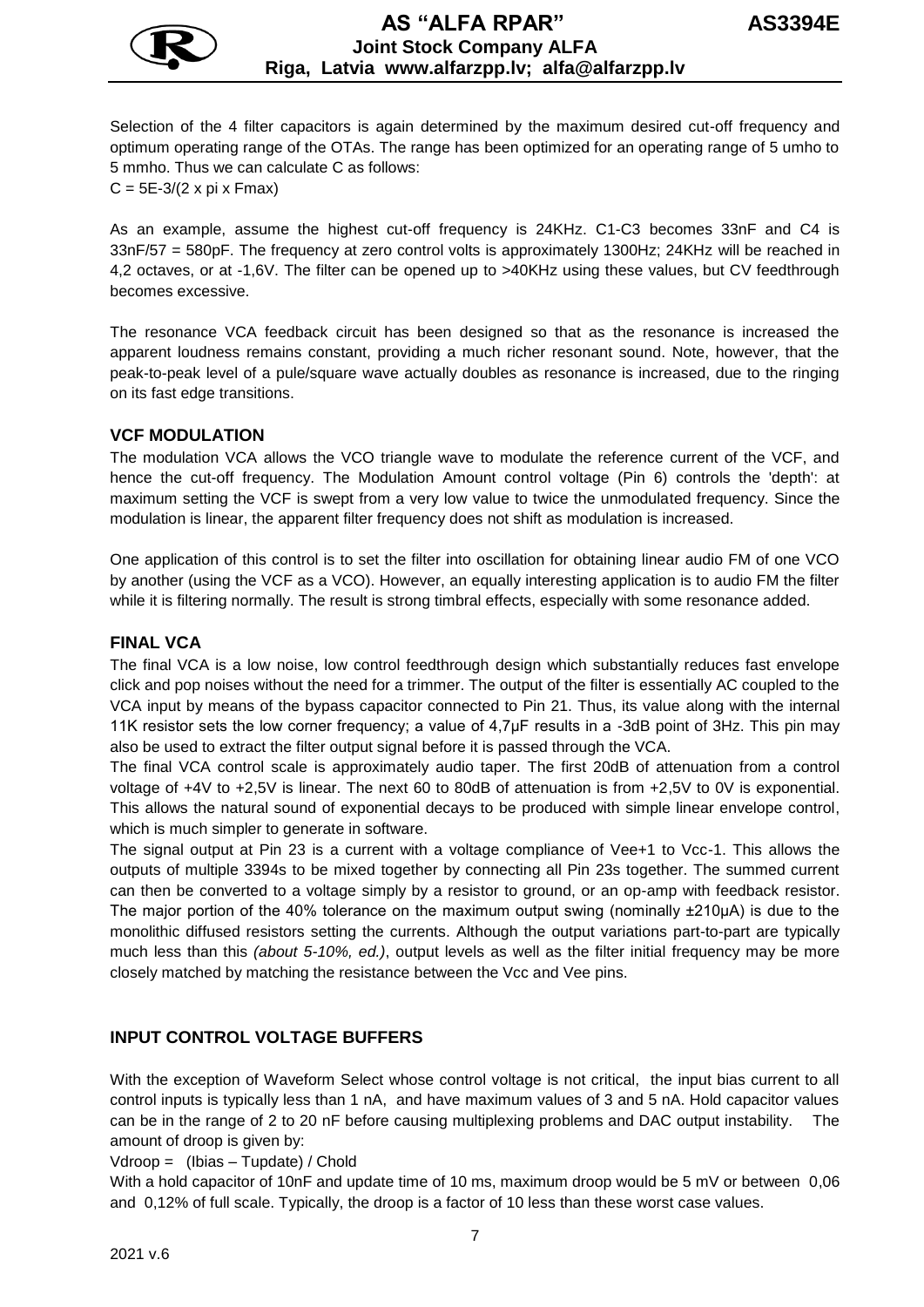Selection of the 4 filter capacitors is again determined by the maximum desired cut-off frequency and optimum operating range of the OTAs. The range has been optimized for an operating range of 5 umho to 5 mmho. Thus we can calculate C as follows:

C = 5E-3/(2 x pi x Fmax)

As an example, assume the highest cut-off frequency is 24KHz. C1-C3 becomes 33nF and C4 is 33nF/57 = 580pF. The frequency at zero control volts is approximately 1300Hz; 24KHz will be reached in 4,2 octaves, or at -1,6V. The filter can be opened up to >40KHz using these values, but CV feedthrough becomes excessive.

The resonance VCA feedback circuit has been designed so that as the resonance is increased the apparent loudness remains constant, providing a much richer resonant sound. Note, however, that the peak-to-peak level of a pule/square wave actually doubles as resonance is increased, due to the ringing on its fast edge transitions.

## VCF MODULATION

The modulation VCA allows the VCO triangle wave to modulate the reference current of the VCF, and hence the cut-off frequency. The Modulation Amount control voltage (Pin 6) controls the 'depth': at maximum setting the VCF is swept from a very low value to twice the unmodulated frequency. Since the modulation is linear, the apparent filter frequency does not shift as modulation is increased.

One application of this control is to set the filter into oscillation for obtaining linear audio FM of one VCO by another (using the VCF as a VCO). However, an equally interesting application is to audio FM the filter while it is filtering normally. The result is strong timbral effects, especially with some resonance added.

## FINAL VCA

The final VCA is a low noise, low control feedthrough design which substantially reduces fast envelope click and pop noises without the need for a trimmer. The output of the filter is essentially AC coupled to the VCA input by means of the bypass capacitor connected to Pin 21. Thus, its value along with the internal 11K resistor sets the low corner frequency; a value of 4,7µF results in a -3dB point of 3Hz. This pin may also be used to extract the filter output signal before it is passed through the VCA.

The final VCA control scale is approximately audio taper. The first 20dB of attenuation from a control voltage of +4V to +2,5V is linear. The next 60 to 80dB of attenuation is from +2,5V to 0V is exponential. This allows the natural sound of exponential decays to be produced with simple linear envelope control, which is much simpler to generate in software.

The signal output at Pin 23 is a current with a voltage compliance of Vee+1 to Vcc-1. This allows the outputs of multiple 3394s to be mixed together by connecting all Pin 23s together. The summed current can then be converted to a voltage simply by a resistor to ground, or an op-amp with feedback resistor. The major portion of the 40% tolerance on the maximum output swing (nominally ±210µA) is due to the monolithic diffused resistors setting the currents. Although the output variations part-to-part are typically much less than this *(about 5-10%, ed.)*, output levels as well as the filter initial frequency may be more closely matched by matching the resistance between the Vcc and Vee pins.

## INPUT CONTROL VOLTAGE BUFFERS

With the exception of Waveform Select whose control voltage is not critical, the input bias current to all control inputs is typically less than 1 nA, and have maximum values of 3 and 5 nA. Hold capacitor values can be in the range of 2 to 20 nF before causing multiplexing problems and DAC output instability. The amount of droop is given by:

Vdroop = (Ibias – Tupdate) / Chold

With a hold capacitor of 10nF and update time of 10 ms, maximum droop would be 5 mV or between 0,06 and 0,12% of full scale. Typically, the droop is a factor of 10 less than these worst case values.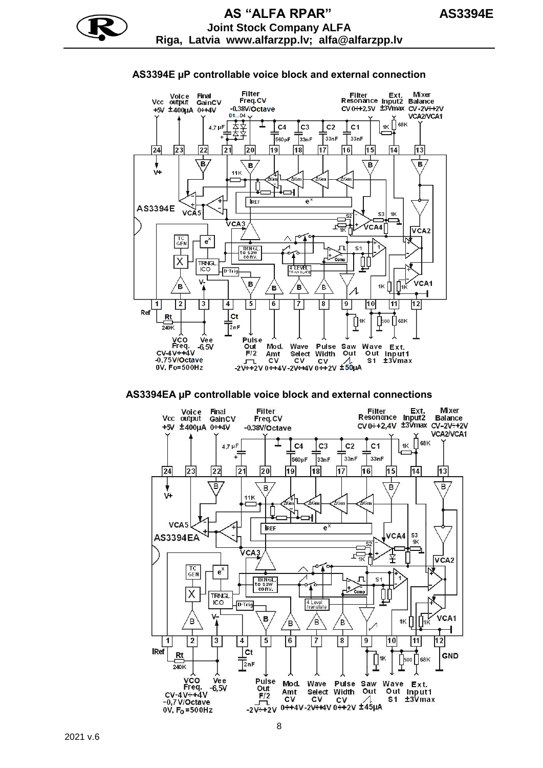## AS3394E μP controllable voice block and external connection

## AS3394EA μP controllable voice block and external connections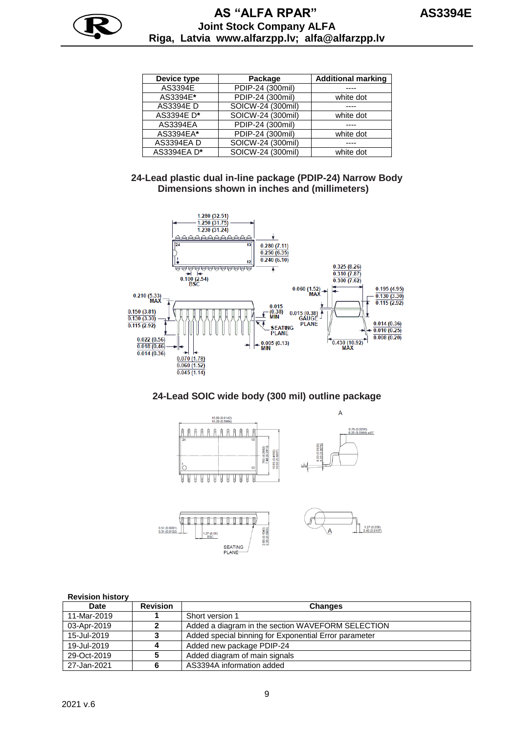| Device type | Package | Additional marking |
|---|---|---|
| AS3394E | PDIP-24 (300mil) | ---- |
| AS3394E* | PDIP-24 (300mil) | white dot |
| AS3394E D | SOICW-24 (300mil) | ---- |
| AS3394E D* | SOICW-24 (300mil) | white dot |
| AS3394EA | PDIP-24 (300mil) | ---- |
| AS3394EA* | PDIP-24 (300mil) | white dot |
| AS3394EA D | SOICW-24 (300mil) | ---- |
| AS3394EA D* | SOICW-24 (300mil) | white dot |

## 24-Lead plastic dual in-line package (PDIP-24) Narrow Body
## Dimensions shown in inches and (millimeters)

1.280 (32.51)
1.250 (31.75)
1.230 (31.24)
24
13
1
12
0.280 (7.11)
0.250 (6.35)
0.240 (6.10)
0.100 (2.54)
BSC
0.325 (8.26)
0.310 (7.87)
0.300 (7.62)
0.060 (1.52)
MAX
0.195 (4.95)
0.130 (3.30)
0.115 (2.92)
0.210 (5.33)
MAX
0.015
(0.38)
MIN
0.015 (0.38)
GAUGE
PLANE
0.150 (3.81)
0.130 (3.30)
0.115 (2.92)
SEATING
PLANE
0.014 (0.36)
0.010 (0.25)
0.008 (0.20)
0.022 (0.56)
0.018 (0.46)
0.014 (0.36)
0.005 (0.13)
MIN
0.430 (10.92)
MAX
0.070 (1.78)
0.060 (1.52)
0.045 (1.14)

## 24-Lead SOIC wide body (300 mil) outline package

15.60 (0.6142)
15.20 (0.5984)
24
13
1
12
7.60 (0.2992)
7.40 (0.2913)
10.65 (0.4193)
10.00 (0.3937)
A
0.75 (0.0295)
0.25 (0.0098) x45°
0.33 (0.0130)
0.20 (0.0079)
0.51 (0.0201)
0.31 (0.0122)
1.27 (0.05)
BSC
2.65 (0.1043)
2.35 (0.0925)
SEATING
PLANE
A
1.27 (0.050)
0.40 (0.0157)

**Revision history**

| Date | Revision | Changes |
|---|---|---|
| 11-Mar-2019 | 1 | Short version 1 |
| 03-Apr-2019 | 2 | Added a diagram in the section WAVEFORM SELECTION |
| 15-Jul-2019 | 3 | Added special binning for Exponential Error parameter |
| 19-Jul-2019 | 4 | Added new package PDIP-24 |
| 29-Oct-2019 | 5 | Added diagram of main signals |
| 27-Jan-2021 | 6 | AS3394A information added |